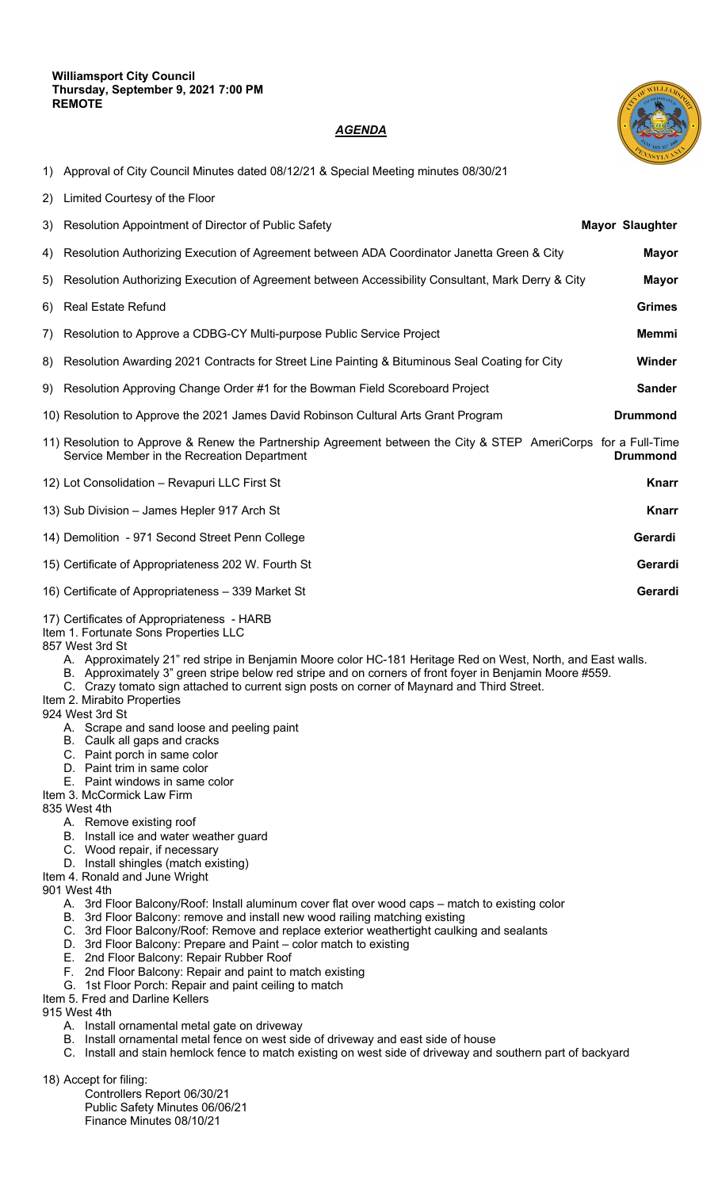**Williamsport City Council**
**Thursday, September 9, 2021 7:00 PM**
**REMOTE**

***AGENDA***

1) Approval of City Council Minutes dated 08/12/21 & Special Meeting minutes 08/30/21

2) Limited Courtesy of the Floor

3) Resolution Appointment of Director of Public Safety **Mayor Slaughter**

4) Resolution Authorizing Execution of Agreement between ADA Coordinator Janetta Green & City **Mayor**

5) Resolution Authorizing Execution of Agreement between Accessibility Consultant, Mark Derry & City **Mayor**

6) Real Estate Refund **Grimes**

7) Resolution to Approve a CDBG-CY Multi-purpose Public Service Project **Memmi**

8) Resolution Awarding 2021 Contracts for Street Line Painting & Bituminous Seal Coating for City **Winder**

9) Resolution Approving Change Order #1 for the Bowman Field Scoreboard Project **Sander**

10) Resolution to Approve the 2021 James David Robinson Cultural Arts Grant Program **Drummond**

11) Resolution to Approve & Renew the Partnership Agreement between the City & STEP AmeriCorps for a Full-Time Service Member in the Recreation Department **Drummond**

12) Lot Consolidation – Revapuri LLC First St **Knarr**

13) Sub Division – James Hepler 917 Arch St **Knarr**

14) Demolition - 971 Second Street Penn College **Gerardi**

15) Certificate of Appropriateness 202 W. Fourth St **Gerardi**

16) Certificate of Appropriateness – 339 Market St **Gerardi**

17) Certificates of Appropriateness - HARB

Item 1. Fortunate Sons Properties LLC
857 West 3rd St

- A. Approximately 21" red stripe in Benjamin Moore color HC-181 Heritage Red on West, North, and East walls.
- B. Approximately 3" green stripe below red stripe and on corners of front foyer in Benjamin Moore #559.
- C. Crazy tomato sign attached to current sign posts on corner of Maynard and Third Street.

Item 2. Mirabito Properties
924 West 3rd St

- A. Scrape and sand loose and peeling paint
- B. Caulk all gaps and cracks
- C. Paint porch in same color
- D. Paint trim in same color
- E. Paint windows in same color

Item 3. McCormick Law Firm
835 West 4th

- A. Remove existing roof
- B. Install ice and water weather guard
- C. Wood repair, if necessary
- D. Install shingles (match existing)

Item 4. Ronald and June Wright
901 West 4th

- A. 3rd Floor Balcony/Roof: Install aluminum cover flat over wood caps – match to existing color
- B. 3rd Floor Balcony: remove and install new wood railing matching existing
- C. 3rd Floor Balcony/Roof: Remove and replace exterior weathertight caulking and sealants
- D. 3rd Floor Balcony: Prepare and Paint – color match to existing
- E. 2nd Floor Balcony: Repair Rubber Roof
- F. 2nd Floor Balcony: Repair and paint to match existing
- G. 1st Floor Porch: Repair and paint ceiling to match

Item 5. Fred and Darline Kellers
915 West 4th

- A. Install ornamental metal gate on driveway
- B. Install ornamental metal fence on west side of driveway and east side of house
- C. Install and stain hemlock fence to match existing on west side of driveway and southern part of backyard

18) Accept for filing:

Controllers Report 06/30/21
Public Safety Minutes 06/06/21
Finance Minutes 08/10/21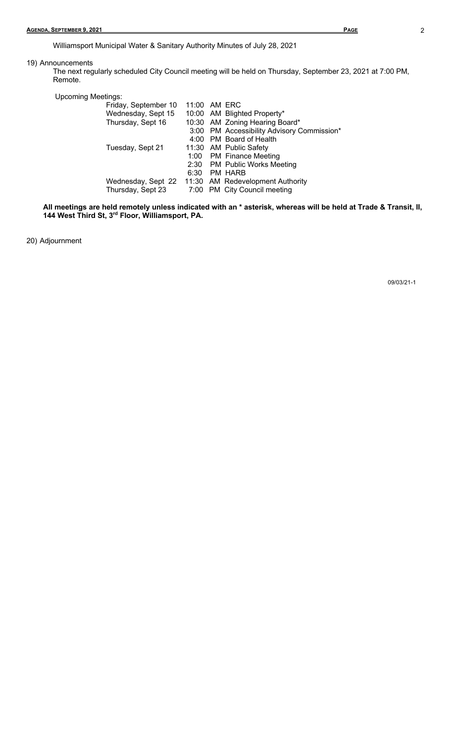Williamsport Municipal Water & Sanitary Authority Minutes of July 28, 2021

19) Announcements

The next regularly scheduled City Council meeting will be held on Thursday, September 23, 2021 at 7:00 PM, Remote.

Upcoming Meetings:

| | | |
|---|---|---|
| Friday, September 10 | 11:00 AM | ERC |
| Wednesday, Sept 15 | 10:00 AM | Blighted Property* |
| Thursday, Sept 16 | 10:30 AM | Zoning Hearing Board* |
| | 3:00 PM | Accessibility Advisory Commission* |
| | 4:00 PM | Board of Health |
| Tuesday, Sept 21 | 11:30 AM | Public Safety |
| | 1:00 PM | Finance Meeting |
| | 2:30 PM | Public Works Meeting |
| | 6:30 PM | HARB |
| Wednesday, Sept 22 | 11:30 AM | Redevelopment Authority |
| Thursday, Sept 23 | 7:00 PM | City Council meeting |

**All meetings are held remotely unless indicated with an * asterisk, whereas will be held at Trade & Transit, II, 144 West Third St, 3rd Floor, Williamsport, PA.**

20) Adjournment

09/03/21-1